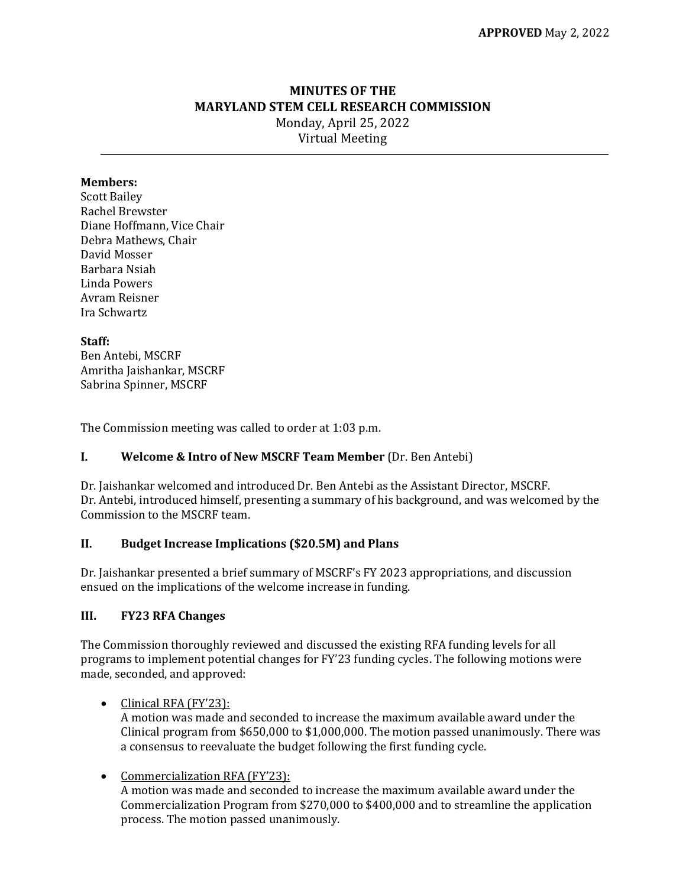**APPROVED** May 2, 2022

# MINUTES OF THE MARYLAND STEM CELL RESEARCH COMMISSION

Monday, April 25, 2022
Virtual Meeting

---

**Members:**
Scott Bailey
Rachel Brewster
Diane Hoffmann, Vice Chair
Debra Mathews, Chair
David Mosser
Barbara Nsiah
Linda Powers
Avram Reisner
Ira Schwartz

**Staff:**
Ben Antebi, MSCRF
Amritha Jaishankar, MSCRF
Sabrina Spinner, MSCRF

The Commission meeting was called to order at 1:03 p.m.

## I. Welcome & Intro of New MSCRF Team Member (Dr. Ben Antebi)

Dr. Jaishankar welcomed and introduced Dr. Ben Antebi as the Assistant Director, MSCRF. Dr. Antebi, introduced himself, presenting a summary of his background, and was welcomed by the Commission to the MSCRF team.

## II. Budget Increase Implications ($20.5M) and Plans

Dr. Jaishankar presented a brief summary of MSCRF's FY 2023 appropriations, and discussion ensued on the implications of the welcome increase in funding.

## III. FY23 RFA Changes

The Commission thoroughly reviewed and discussed the existing RFA funding levels for all programs to implement potential changes for FY'23 funding cycles. The following motions were made, seconded, and approved:

- <u>Clinical RFA (FY'23):</u>
  A motion was made and seconded to increase the maximum available award under the Clinical program from $650,000 to $1,000,000. The motion passed unanimously. There was a consensus to reevaluate the budget following the first funding cycle.

- <u>Commercialization RFA (FY'23):</u>
  A motion was made and seconded to increase the maximum available award under the Commercialization Program from $270,000 to $400,000 and to streamline the application process. The motion passed unanimously.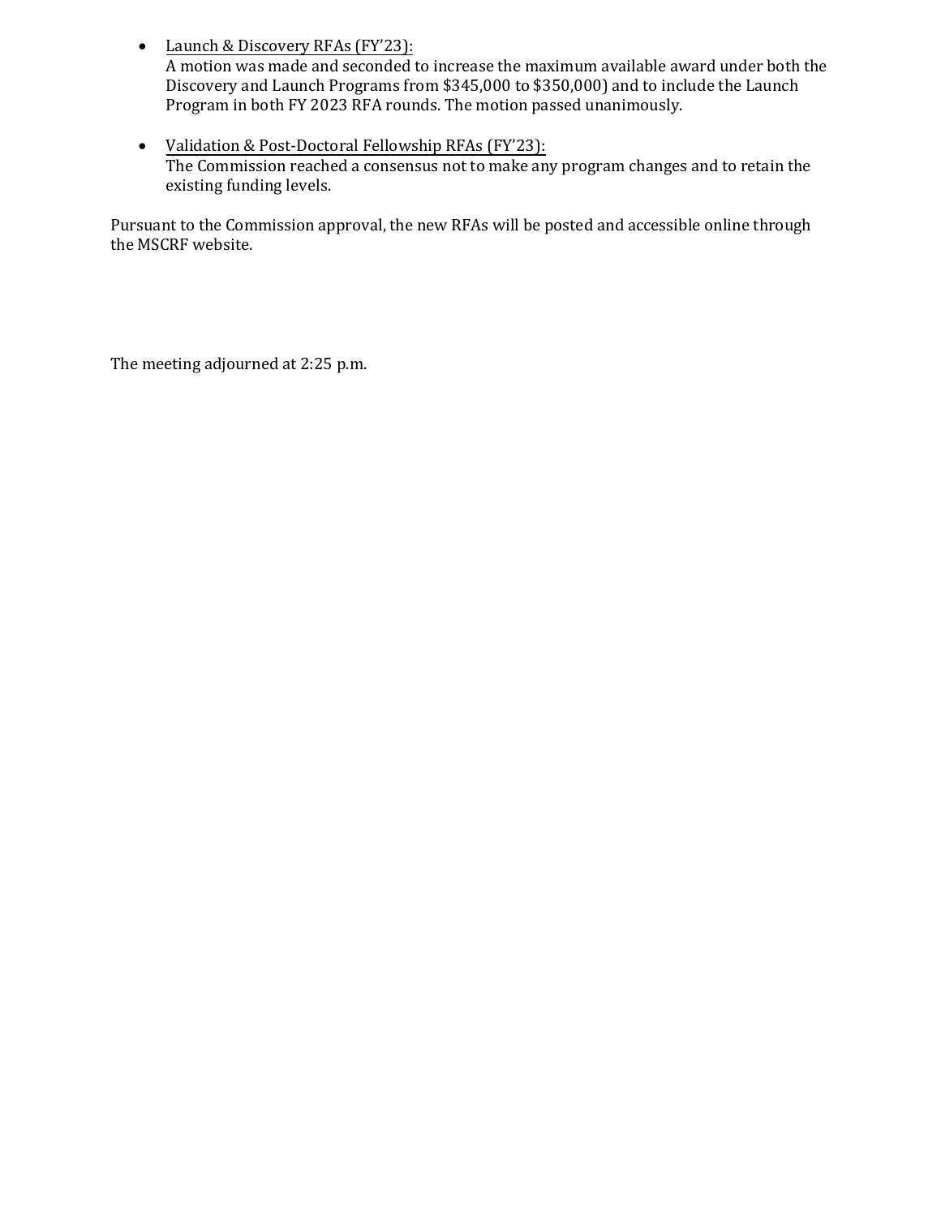- Launch & Discovery RFAs (FY'23):
  A motion was made and seconded to increase the maximum available award under both the Discovery and Launch Programs from $345,000 to $350,000) and to include the Launch Program in both FY 2023 RFA rounds. The motion passed unanimously.

- Validation & Post-Doctoral Fellowship RFAs (FY'23):
  The Commission reached a consensus not to make any program changes and to retain the existing funding levels.

Pursuant to the Commission approval, the new RFAs will be posted and accessible online through the MSCRF website.

The meeting adjourned at 2:25 p.m.